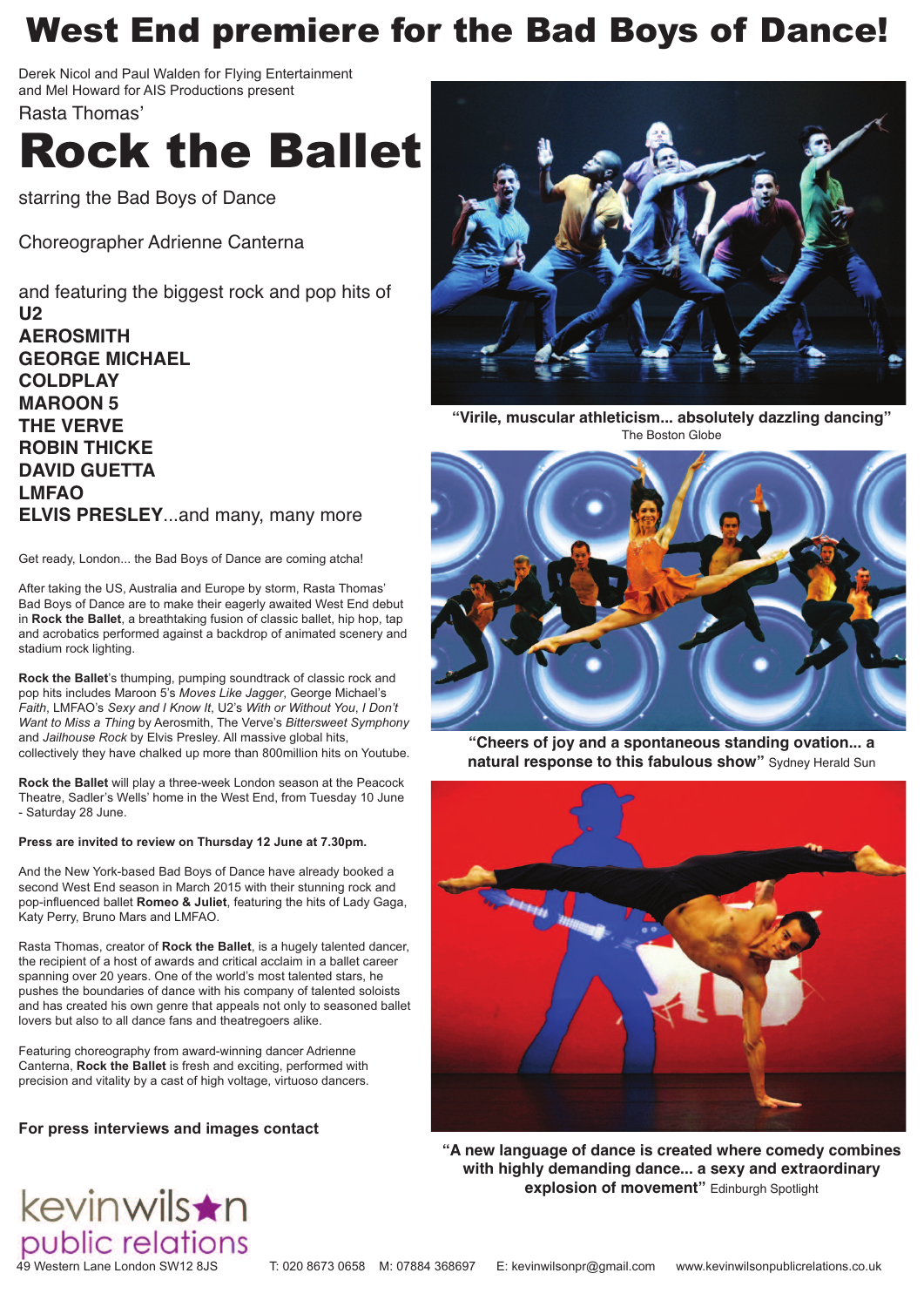# West End premiere for the Bad Boys of Dance!

Derek Nicol and Paul Walden for Flying Entertainment
and Mel Howard for AIS Productions present

Rasta Thomas'

# Rock the Ballet

starring the Bad Boys of Dance

Choreographer Adrienne Canterna

and featuring the biggest rock and pop hits of

**U2**
**AEROSMITH**
**GEORGE MICHAEL**
**COLDPLAY**
**MAROON 5**
**THE VERVE**
**ROBIN THICKE**
**DAVID GUETTA**
**LMFAO**
**ELVIS PRESLEY**...and many, many more

Get ready, London... the Bad Boys of Dance are coming atcha!

After taking the US, Australia and Europe by storm, Rasta Thomas' Bad Boys of Dance are to make their eagerly awaited West End debut in **Rock the Ballet**, a breathtaking fusion of classic ballet, hip hop, tap and acrobatics performed against a backdrop of animated scenery and stadium rock lighting.

**Rock the Ballet**'s thumping, pumping soundtrack of classic rock and pop hits includes Maroon 5's *Moves Like Jagger*, George Michael's *Faith*, LMFAO's *Sexy and I Know It*, U2's *With or Without You*, *I Don't Want to Miss a Thing* by Aerosmith, The Verve's *Bittersweet Symphony* and *Jailhouse Rock* by Elvis Presley. All massive global hits, collectively they have chalked up more than 800million hits on Youtube.

**Rock the Ballet** will play a three-week London season at the Peacock Theatre, Sadler's Wells' home in the West End, from Tuesday 10 June - Saturday 28 June.

**Press are invited to review on Thursday 12 June at 7.30pm.**

And the New York-based Bad Boys of Dance have already booked a second West End season in March 2015 with their stunning rock and pop-influenced ballet **Romeo & Juliet**, featuring the hits of Lady Gaga, Katy Perry, Bruno Mars and LMFAO.

Rasta Thomas, creator of **Rock the Ballet**, is a hugely talented dancer, the recipient of a host of awards and critical acclaim in a ballet career spanning over 20 years. One of the world's most talented stars, he pushes the boundaries of dance with his company of talented soloists and has created his own genre that appeals not only to seasoned ballet lovers but also to all dance fans and theatregoers alike.

Featuring choreography from award-winning dancer Adrienne Canterna, **Rock the Ballet** is fresh and exciting, performed with precision and vitality by a cast of high voltage, virtuoso dancers.

**"Virile, muscular athleticism... absolutely dazzling dancing"** The Boston Globe

**"Cheers of joy and a spontaneous standing ovation... a natural response to this fabulous show"** Sydney Herald Sun

**"A new language of dance is created where comedy combines with highly demanding dance... a sexy and extraordinary explosion of movement"** Edinburgh Spotlight

**For press interviews and images contact**

kevinwilson public relations

49 Western Lane London SW12 8JS    T: 020 8673 0658    M: 07884 368697    E: kevinwilsonpr@gmail.com    www.kevinwilsonpublicrelations.co.uk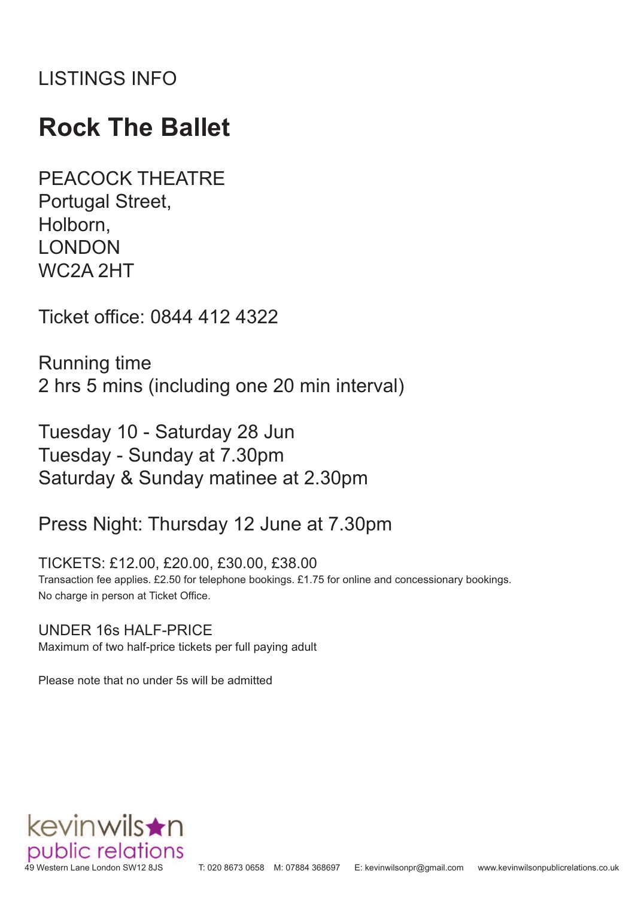LISTINGS INFO

# Rock The Ballet

PEACOCK THEATRE
Portugal Street,
Holborn,
LONDON
WC2A 2HT

Ticket office: 0844 412 4322

Running time
2 hrs 5 mins (including one 20 min interval)

Tuesday 10 - Saturday 28 Jun
Tuesday - Sunday at 7.30pm
Saturday & Sunday matinee at 2.30pm

Press Night: Thursday 12 June at 7.30pm

TICKETS: £12.00, £20.00, £30.00, £38.00
Transaction fee applies. £2.50 for telephone bookings. £1.75 for online and concessionary bookings.
No charge in person at Ticket Office.

UNDER 16s HALF-PRICE
Maximum of two half-price tickets per full paying adult

Please note that no under 5s will be admitted

kevinwilson public relations
49 Western Lane London SW12 8JS T: 020 8673 0658 M: 07884 368697 E: kevinwilsonpr@gmail.com www.kevinwilsonpublicrelations.co.uk